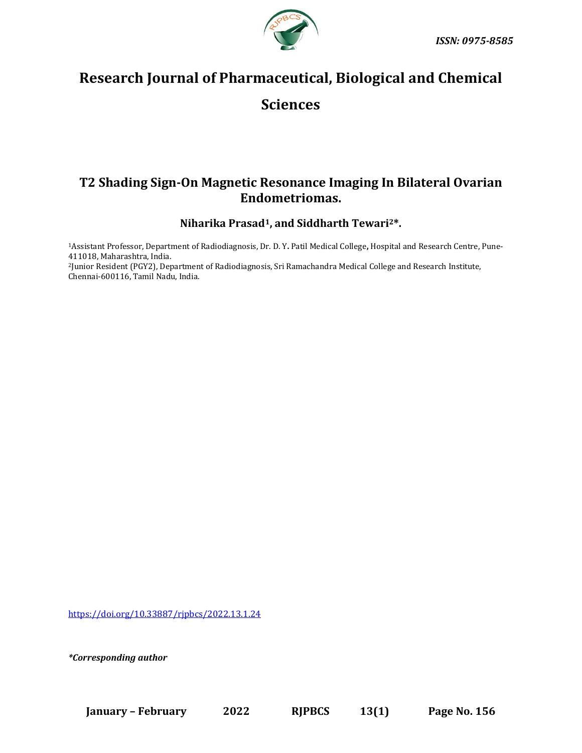ISSN: 0975-8585

# Research Journal of Pharmaceutical, Biological and Chemical Sciences

## T2 Shading Sign-On Magnetic Resonance Imaging In Bilateral Ovarian Endometriomas.

**Niharika Prasad[1], and Siddharth Tewari[2]*.**

[1]Assistant Professor, Department of Radiodiagnosis, Dr. D. Y. Patil Medical College, Hospital and Research Centre, Pune-411018, Maharashtra, India.
[2]Junior Resident (PGY2), Department of Radiodiagnosis, Sri Ramachandra Medical College and Research Institute, Chennai-600116, Tamil Nadu, India.

https://doi.org/10.33887/rjpbcs/2022.13.1.24

*\*Corresponding author*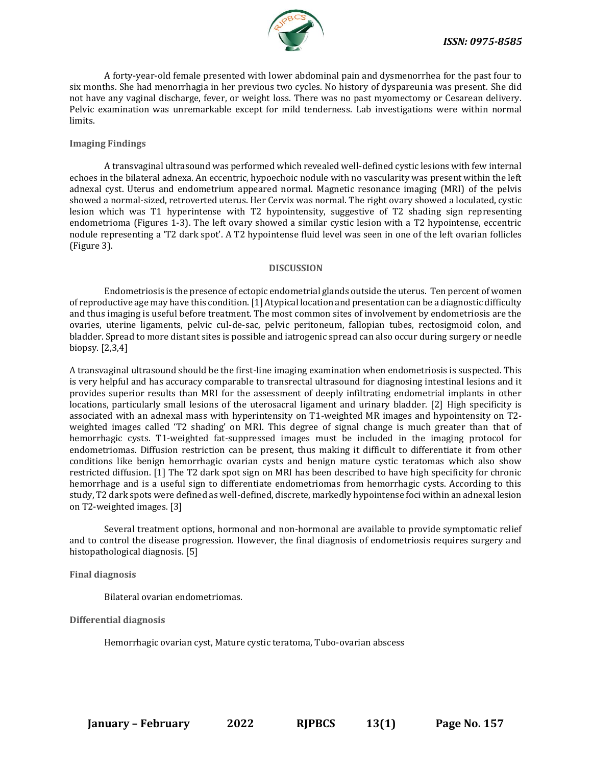A forty-year-old female presented with lower abdominal pain and dysmenorrhea for the past four to six months. She had menorrhagia in her previous two cycles. No history of dyspareunia was present. She did not have any vaginal discharge, fever, or weight loss. There was no past myomectomy or Cesarean delivery. Pelvic examination was unremarkable except for mild tenderness. Lab investigations were within normal limits.

### Imaging Findings

A transvaginal ultrasound was performed which revealed well-defined cystic lesions with few internal echoes in the bilateral adnexa. An eccentric, hypoechoic nodule with no vascularity was present within the left adnexal cyst. Uterus and endometrium appeared normal. Magnetic resonance imaging (MRI) of the pelvis showed a normal-sized, retroverted uterus. Her Cervix was normal. The right ovary showed a loculated, cystic lesion which was T1 hyperintense with T2 hypointensity, suggestive of T2 shading sign representing endometrioma (Figures 1-3). The left ovary showed a similar cystic lesion with a T2 hypointense, eccentric nodule representing a 'T2 dark spot'. A T2 hypointense fluid level was seen in one of the left ovarian follicles (Figure 3).

## DISCUSSION

Endometriosis is the presence of ectopic endometrial glands outside the uterus. Ten percent of women of reproductive age may have this condition. [1] Atypical location and presentation can be a diagnostic difficulty and thus imaging is useful before treatment. The most common sites of involvement by endometriosis are the ovaries, uterine ligaments, pelvic cul-de-sac, pelvic peritoneum, fallopian tubes, rectosigmoid colon, and bladder. Spread to more distant sites is possible and iatrogenic spread can also occur during surgery or needle biopsy. [2,3,4]

A transvaginal ultrasound should be the first-line imaging examination when endometriosis is suspected. This is very helpful and has accuracy comparable to transrectal ultrasound for diagnosing intestinal lesions and it provides superior results than MRI for the assessment of deeply infiltrating endometrial implants in other locations, particularly small lesions of the uterosacral ligament and urinary bladder. [2] High specificity is associated with an adnexal mass with hyperintensity on T1-weighted MR images and hypointensity on T2-weighted images called 'T2 shading' on MRI. This degree of signal change is much greater than that of hemorrhagic cysts. T1-weighted fat-suppressed images must be included in the imaging protocol for endometriomas. Diffusion restriction can be present, thus making it difficult to differentiate it from other conditions like benign hemorrhagic ovarian cysts and benign mature cystic teratomas which also show restricted diffusion. [1] The T2 dark spot sign on MRI has been described to have high specificity for chronic hemorrhage and is a useful sign to differentiate endometriomas from hemorrhagic cysts. According to this study, T2 dark spots were defined as well-defined, discrete, markedly hypointense foci within an adnexal lesion on T2-weighted images. [3]

Several treatment options, hormonal and non-hormonal are available to provide symptomatic relief and to control the disease progression. However, the final diagnosis of endometriosis requires surgery and histopathological diagnosis. [5]

### Final diagnosis

Bilateral ovarian endometriomas.

### Differential diagnosis

Hemorrhagic ovarian cyst, Mature cystic teratoma, Tubo-ovarian abscess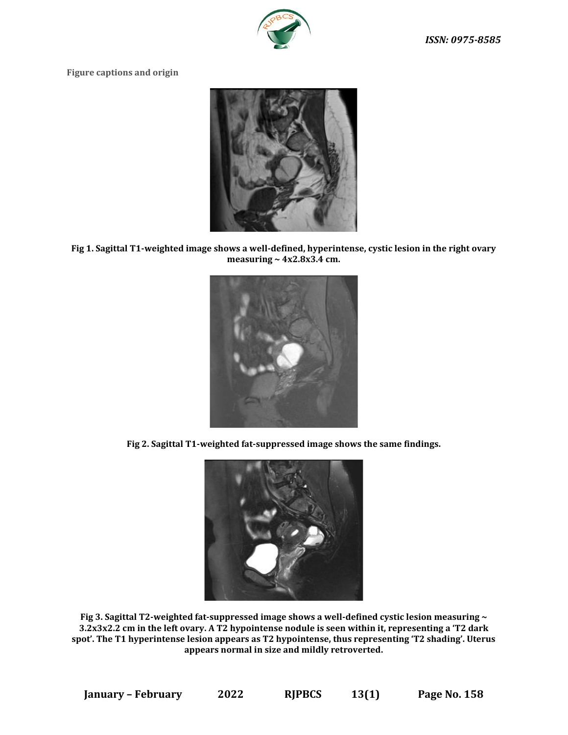**Figure captions and origin**

**Fig 1. Sagittal T1-weighted image shows a well-defined, hyperintense, cystic lesion in the right ovary measuring ~ 4x2.8x3.4 cm.**

**Fig 2. Sagittal T1-weighted fat-suppressed image shows the same findings.**

**Fig 3. Sagittal T2-weighted fat-suppressed image shows a well-defined cystic lesion measuring ~ 3.2x3x2.2 cm in the left ovary. A T2 hypointense nodule is seen within it, representing a 'T2 dark spot'. The T1 hyperintense lesion appears as T2 hypointense, thus representing 'T2 shading'. Uterus appears normal in size and mildly retroverted.**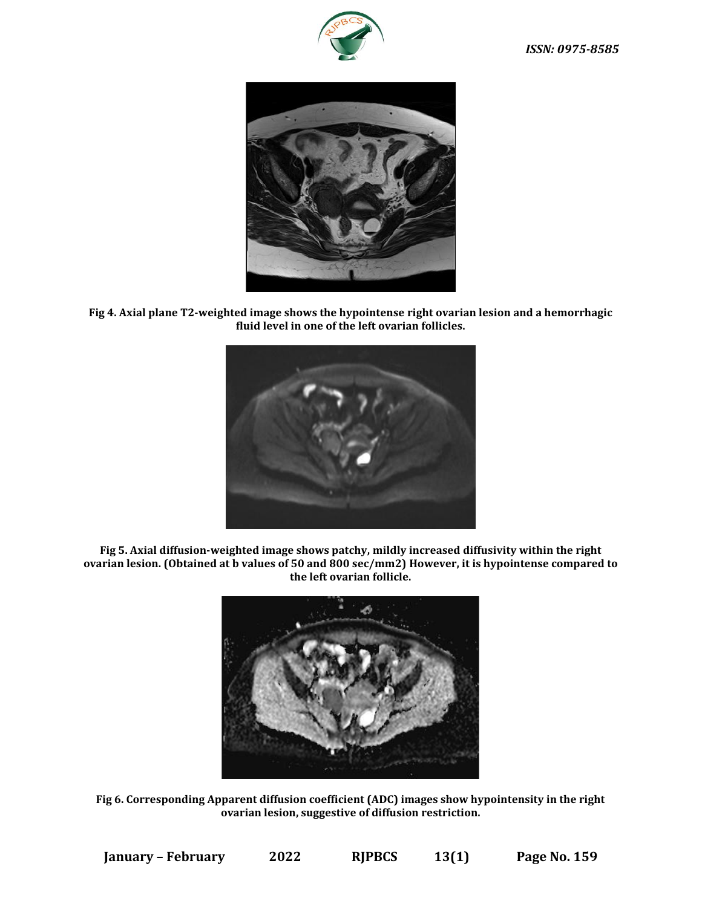Fig 4. Axial plane T2-weighted image shows the hypointense right ovarian lesion and a hemorrhagic fluid level in one of the left ovarian follicles.

Fig 5. Axial diffusion-weighted image shows patchy, mildly increased diffusivity within the right ovarian lesion. (Obtained at b values of 50 and 800 sec/mm2) However, it is hypointense compared to the left ovarian follicle.

Fig 6. Corresponding Apparent diffusion coefficient (ADC) images show hypointensity in the right ovarian lesion, suggestive of diffusion restriction.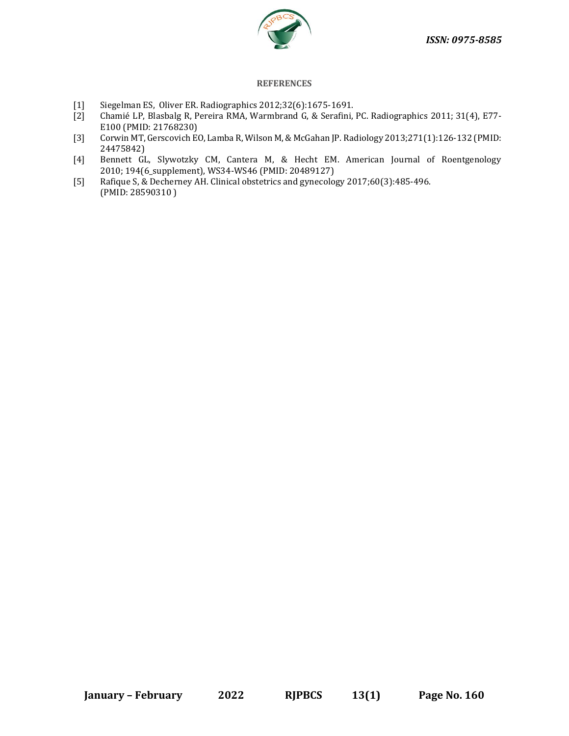## REFERENCES

[1] Siegelman ES, Oliver ER. Radiographics 2012;32(6):1675-1691.

[2] Chamié LP, Blasbalg R, Pereira RMA, Warmbrand G, & Serafini, PC. Radiographics 2011; 31(4), E77-E100 (PMID: 21768230)

[3] Corwin MT, Gerscovich EO, Lamba R, Wilson M, & McGahan JP. Radiology 2013;271(1):126-132 (PMID: 24475842)

[4] Bennett GL, Slywotzky CM, Cantera M, & Hecht EM. American Journal of Roentgenology 2010; 194(6_supplement), WS34-WS46 (PMID: 20489127)

[5] Rafique S, & Decherney AH. Clinical obstetrics and gynecology 2017;60(3):485-496. (PMID: 28590310 )